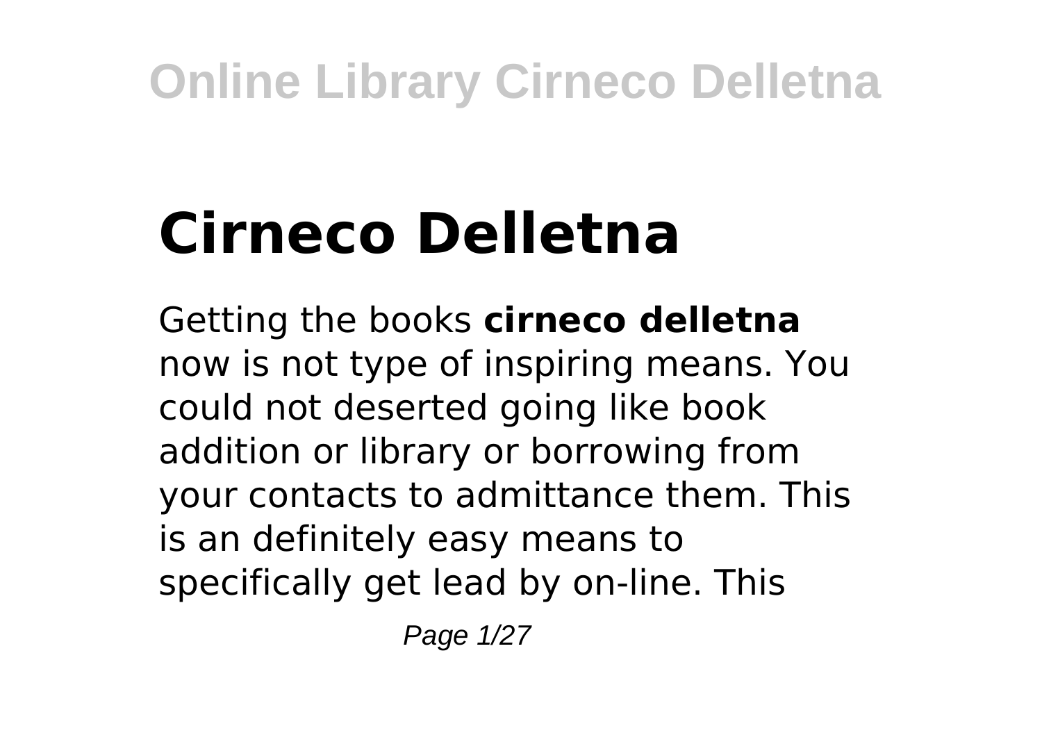# Cirneco Delletna

Getting the books **cirneco delletna** now is not type of inspiring means. You could not deserted going like book addition or library or borrowing from your contacts to admittance them. This is an definitely easy means to specifically get lead by on-line. This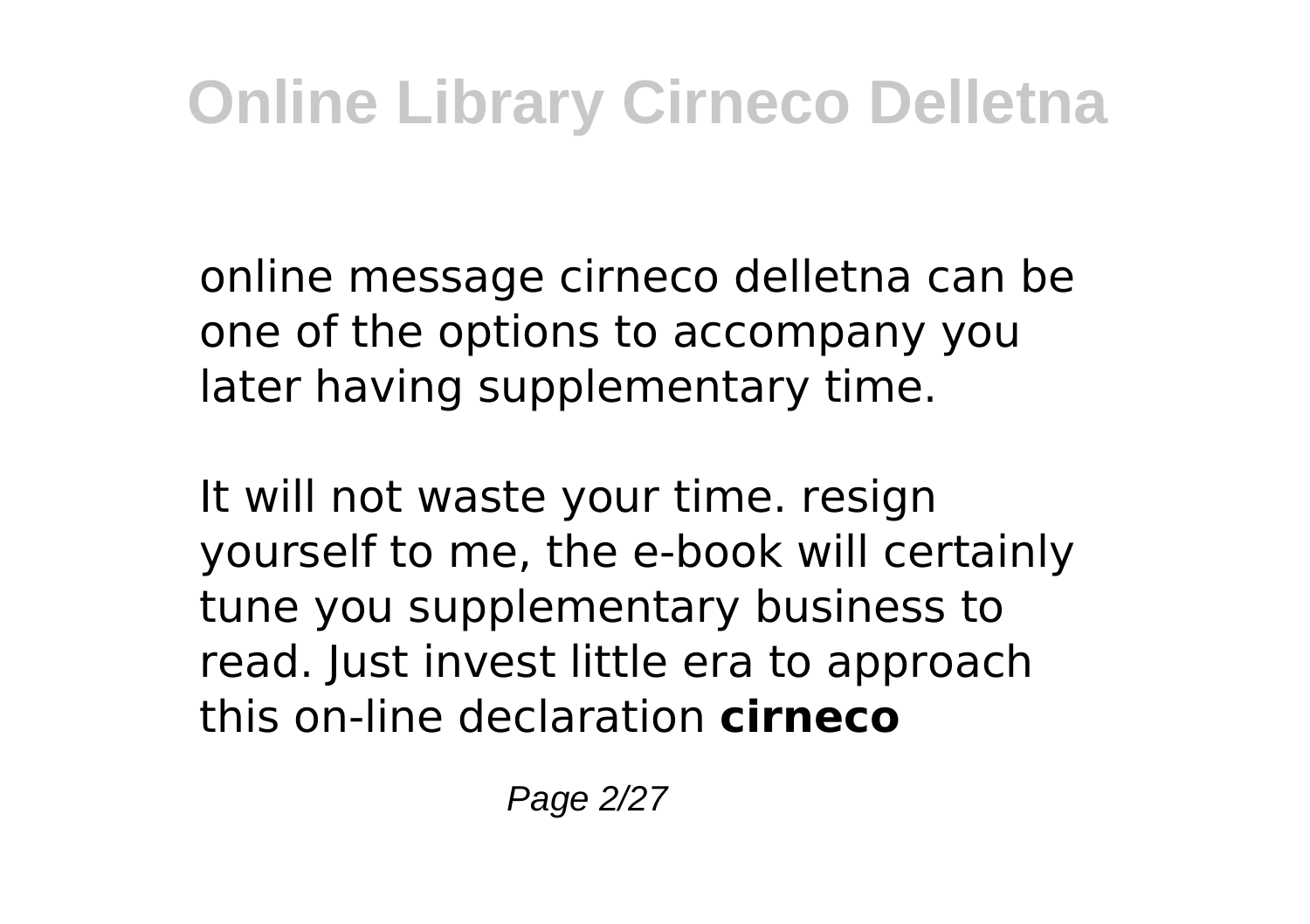online message cirneco delletna can be one of the options to accompany you later having supplementary time.

It will not waste your time. resign yourself to me, the e-book will certainly tune you supplementary business to read. Just invest little era to approach this on-line declaration **cirneco**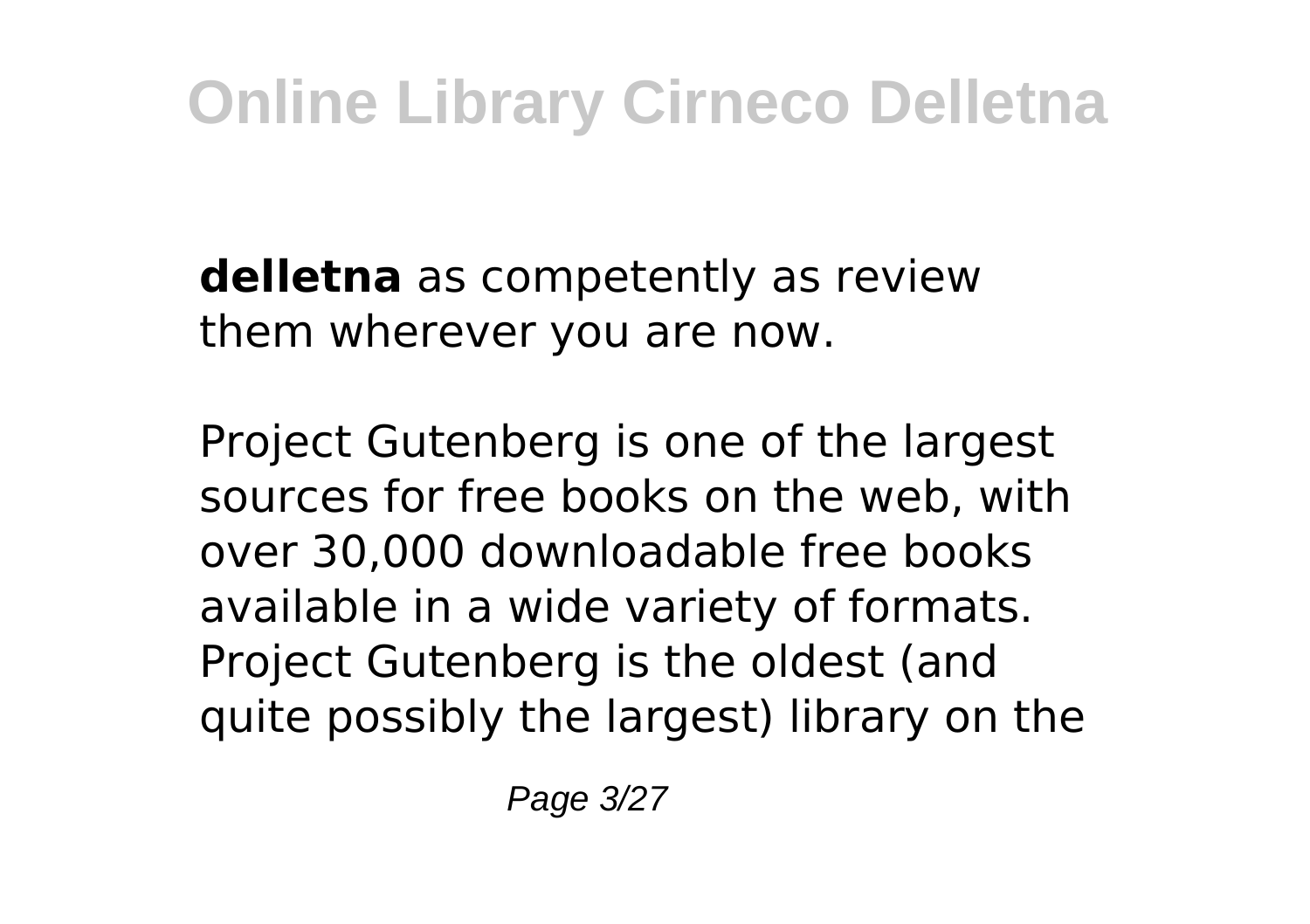**delletna** as competently as review them wherever you are now.

Project Gutenberg is one of the largest sources for free books on the web, with over 30,000 downloadable free books available in a wide variety of formats. Project Gutenberg is the oldest (and quite possibly the largest) library on the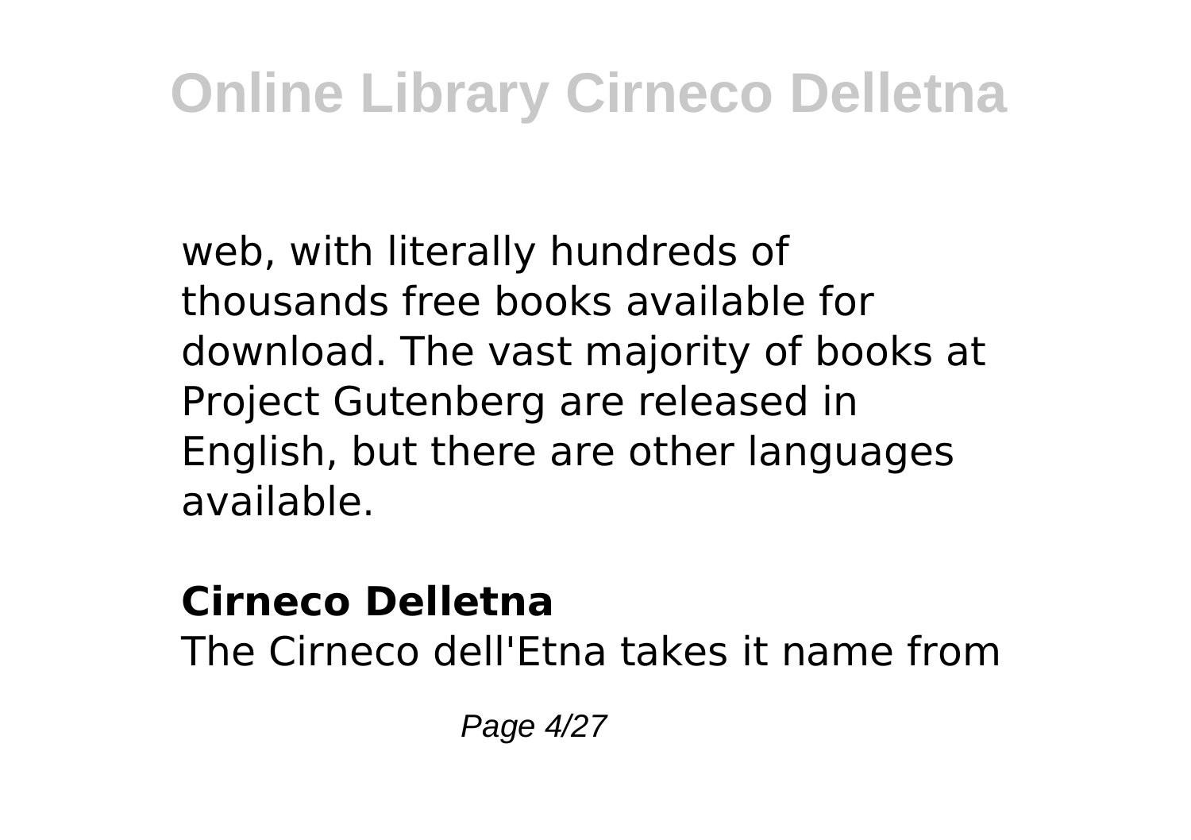web, with literally hundreds of thousands free books available for download. The vast majority of books at Project Gutenberg are released in English, but there are other languages available.

**Cirneco Delletna**

The Cirneco dell'Etna takes it name from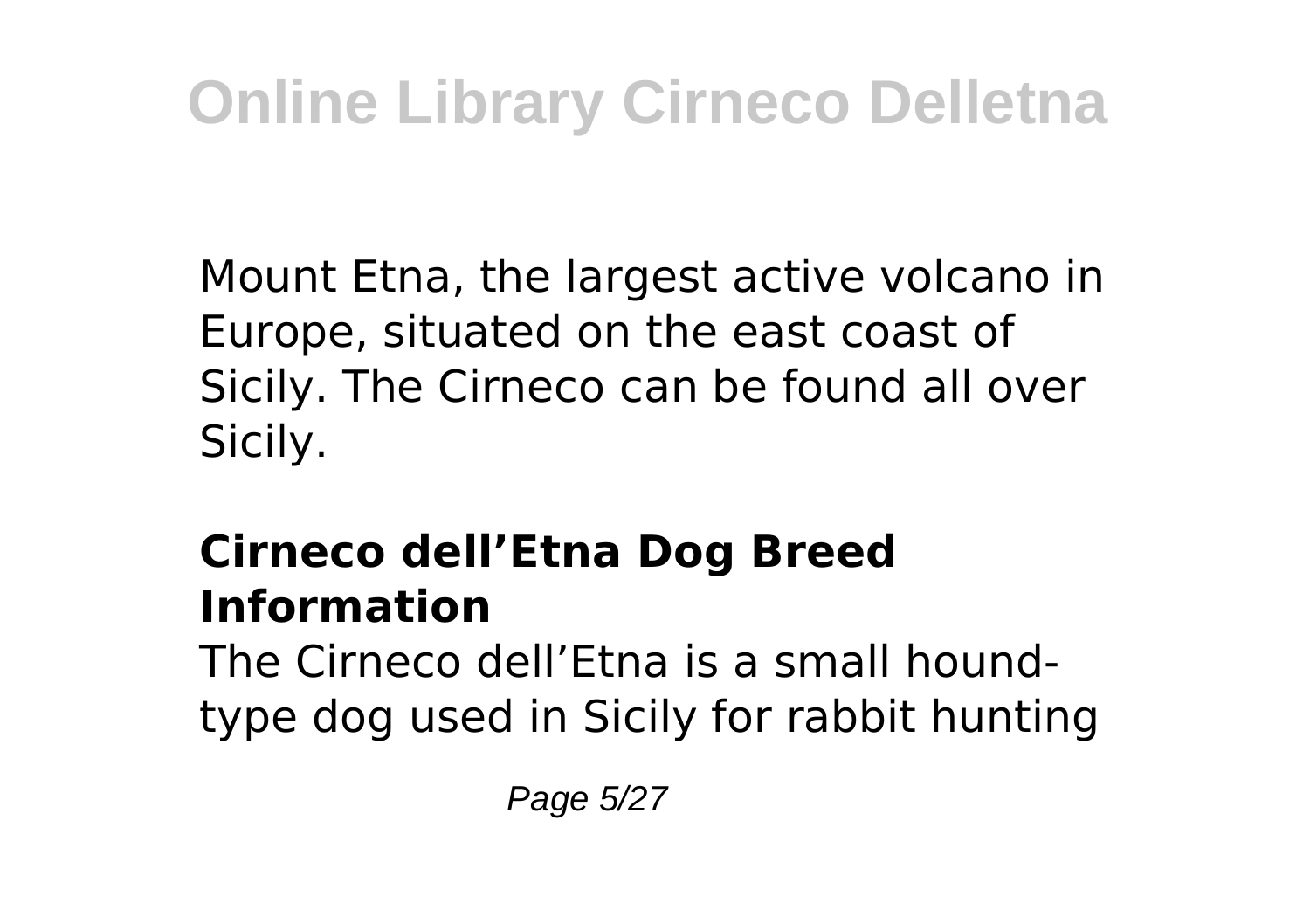Mount Etna, the largest active volcano in Europe, situated on the east coast of Sicily. The Cirneco can be found all over Sicily.

## Cirneco dell’Etna Dog Breed Information

The Cirneco dell’Etna is a small hound-type dog used in Sicily for rabbit hunting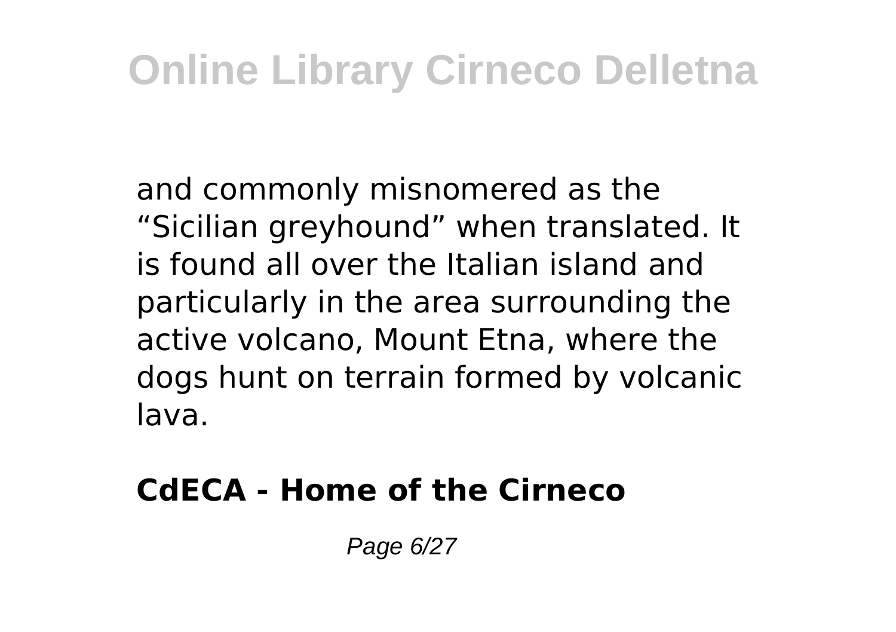and commonly misnomered as the “Sicilian greyhound” when translated. It is found all over the Italian island and particularly in the area surrounding the active volcano, Mount Etna, where the dogs hunt on terrain formed by volcanic lava.

**CdECA - Home of the Cirneco**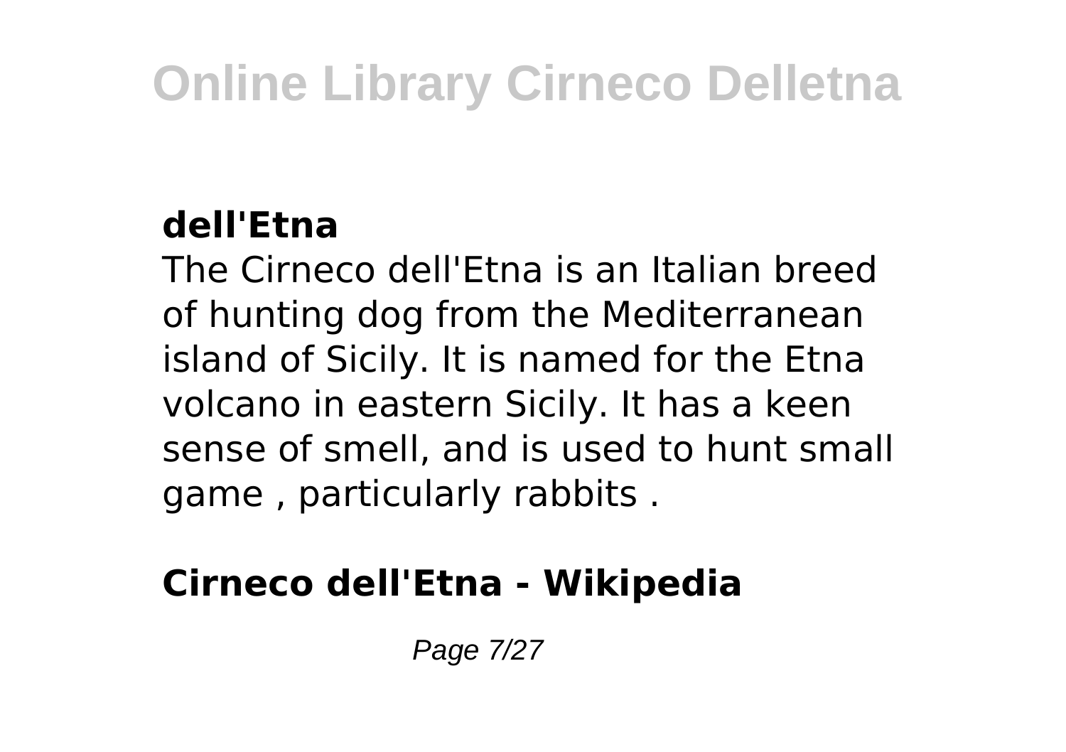**dell'Etna**

The Cirneco dell'Etna is an Italian breed of hunting dog from the Mediterranean island of Sicily. It is named for the Etna volcano in eastern Sicily. It has a keen sense of smell, and is used to hunt small game , particularly rabbits .

**Cirneco dell'Etna - Wikipedia**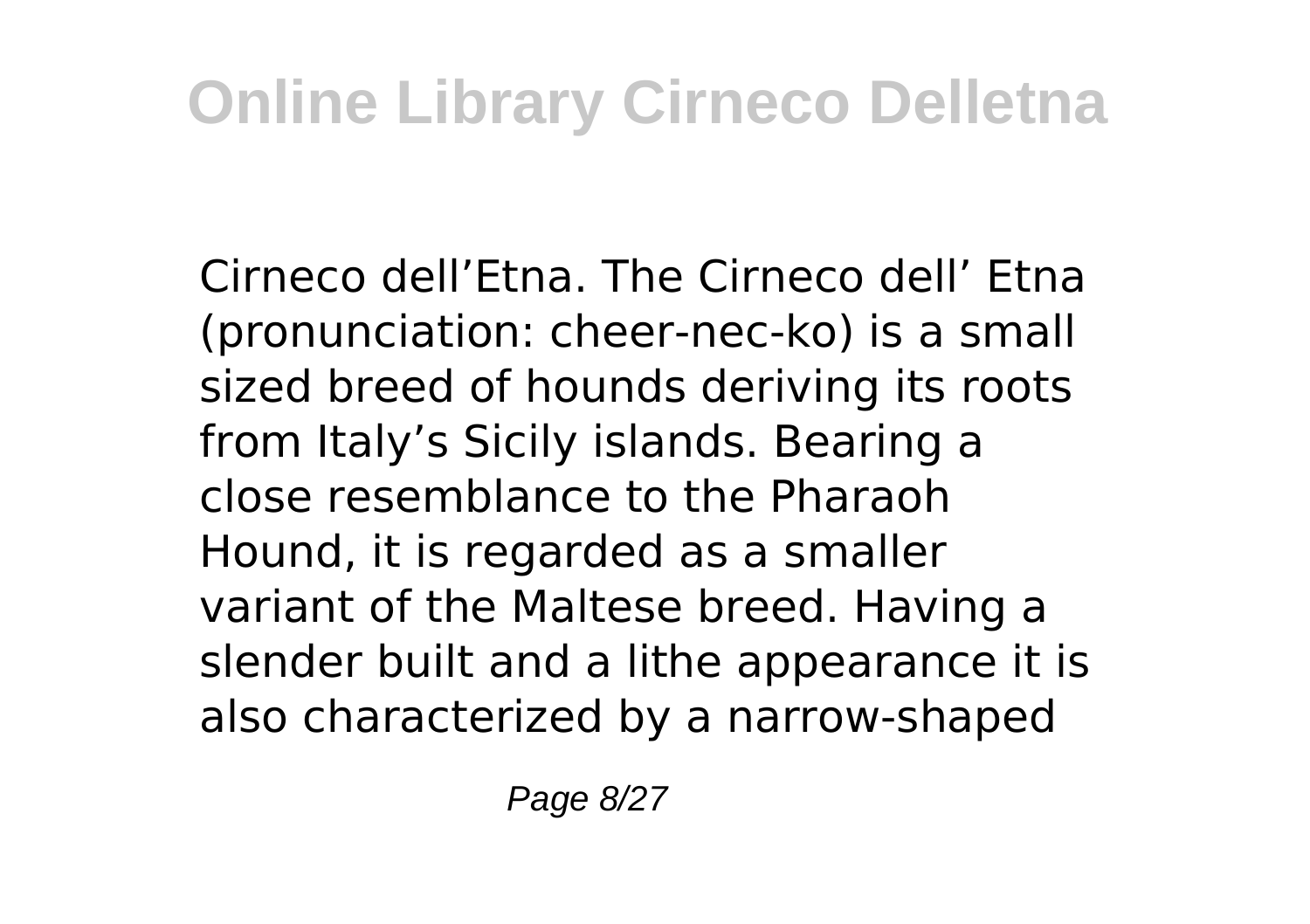Cirneco dell’Etna. The Cirneco dell’ Etna (pronunciation: cheer-nec-ko) is a small sized breed of hounds deriving its roots from Italy’s Sicily islands. Bearing a close resemblance to the Pharaoh Hound, it is regarded as a smaller variant of the Maltese breed. Having a slender built and a lithe appearance it is also characterized by a narrow-shaped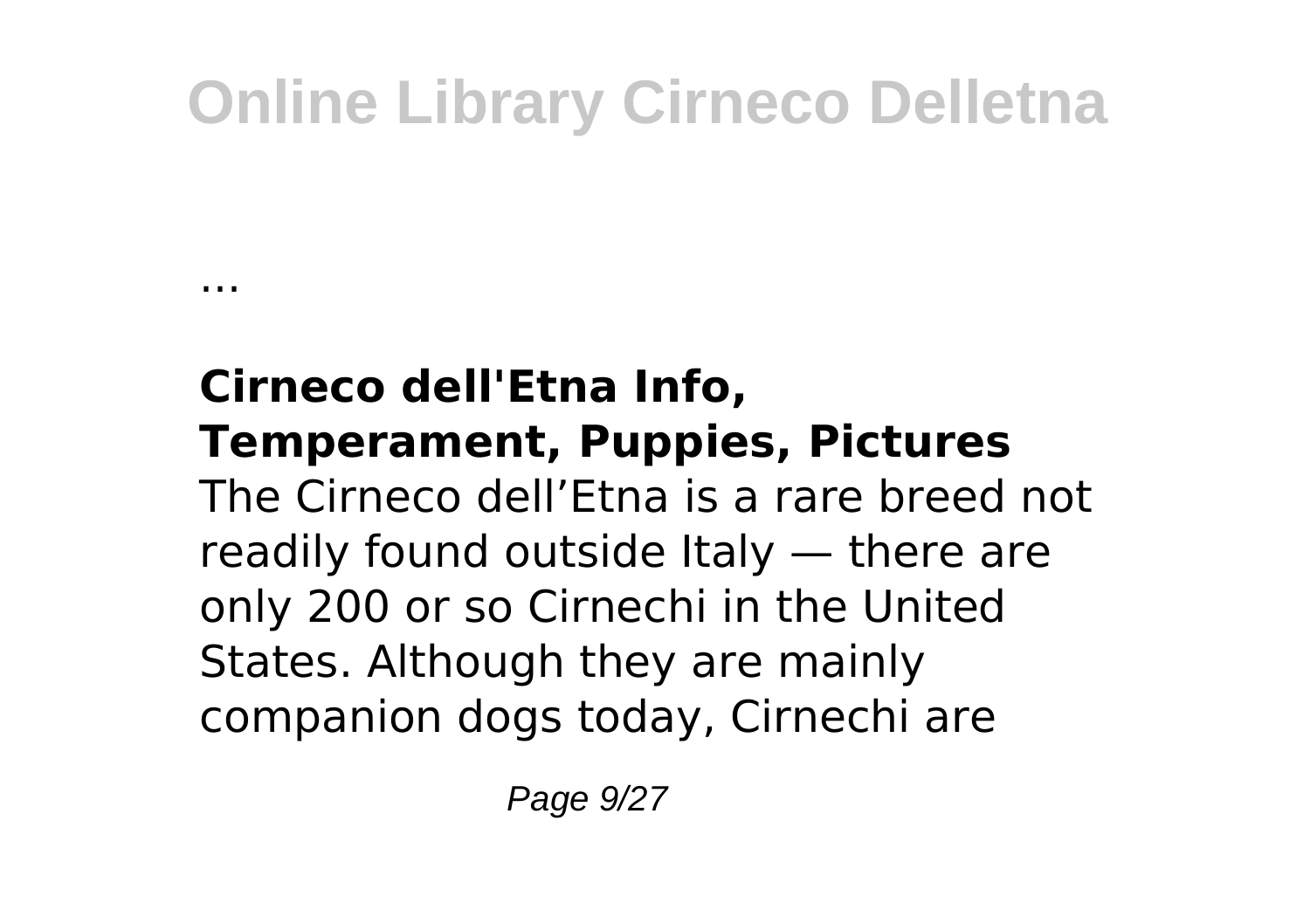...

### Cirneco dell'Etna Info, Temperament, Puppies, Pictures

The Cirneco dell’Etna is a rare breed not readily found outside Italy — there are only 200 or so Cirnechi in the United States. Although they are mainly companion dogs today, Cirnechi are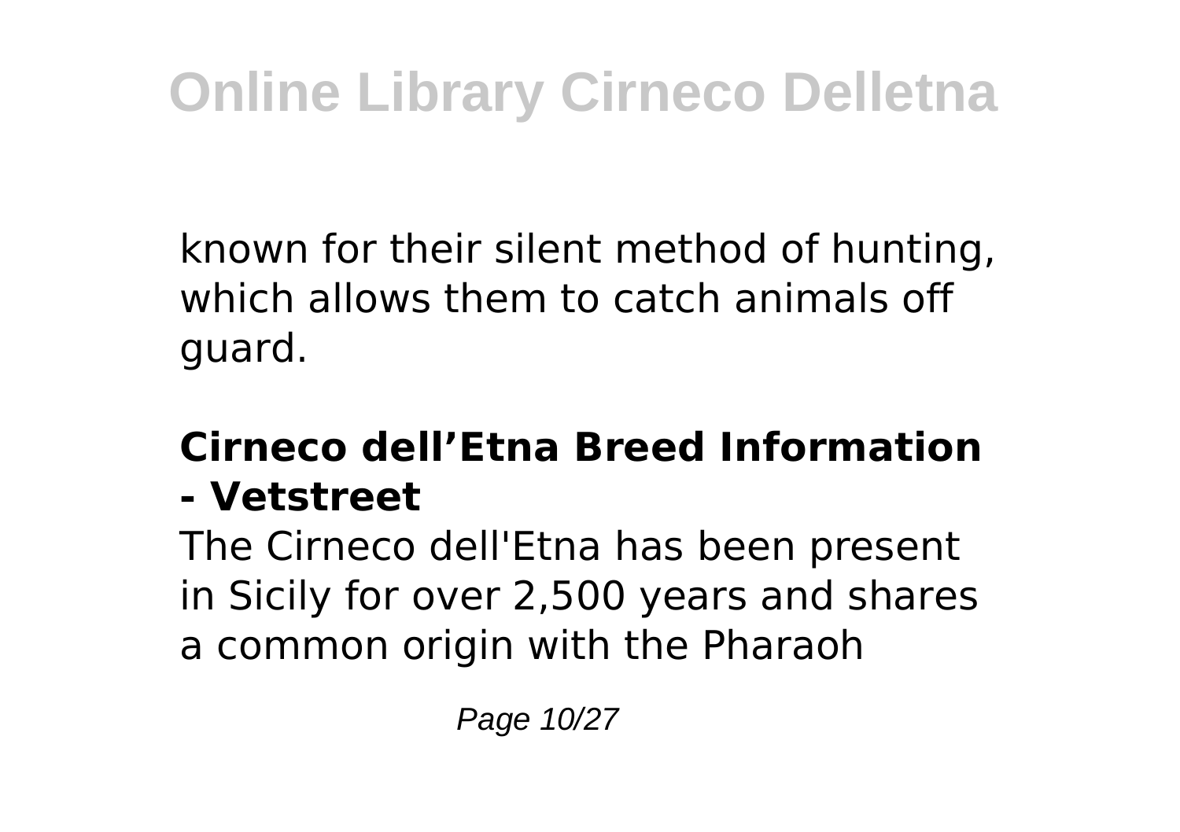known for their silent method of hunting, which allows them to catch animals off guard.

### Cirneco dell’Etna Breed Information - Vetstreet

The Cirneco dell'Etna has been present in Sicily for over 2,500 years and shares a common origin with the Pharaoh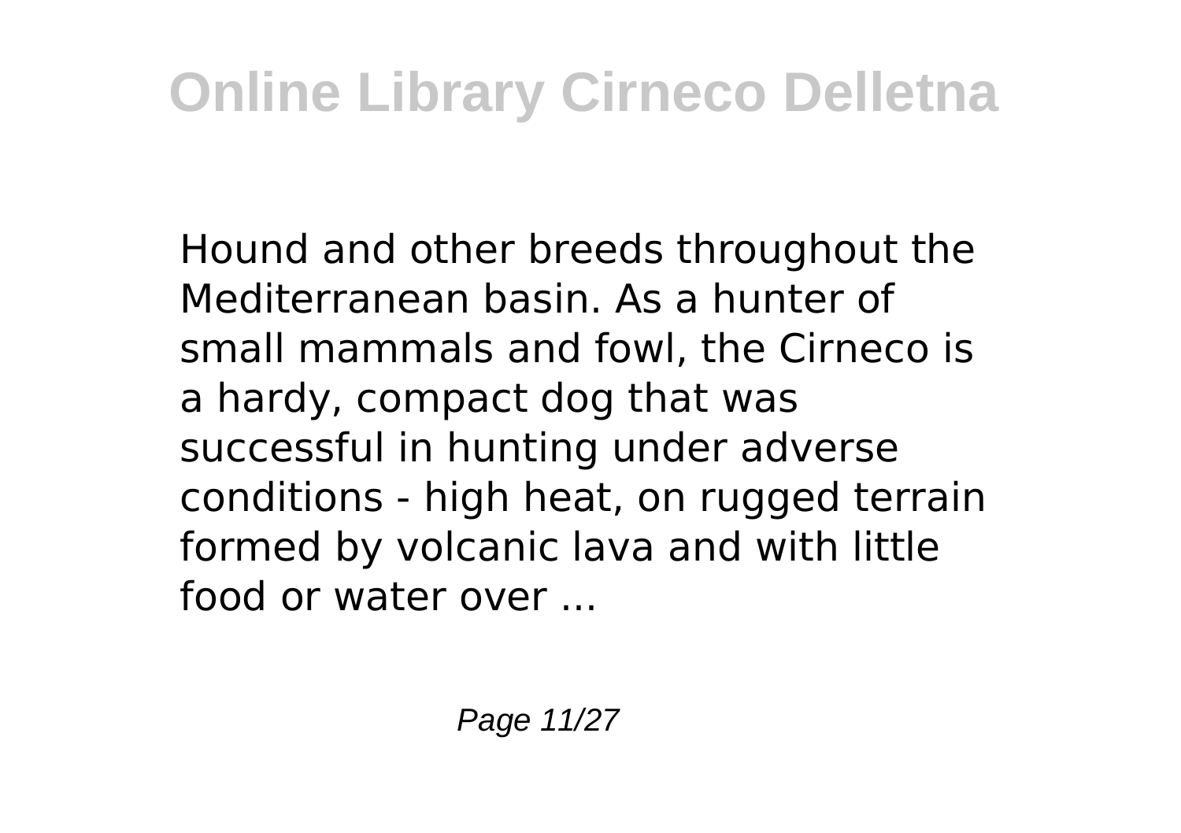Hound and other breeds throughout the Mediterranean basin. As a hunter of small mammals and fowl, the Cirneco is a hardy, compact dog that was successful in hunting under adverse conditions - high heat, on rugged terrain formed by volcanic lava and with little food or water over ...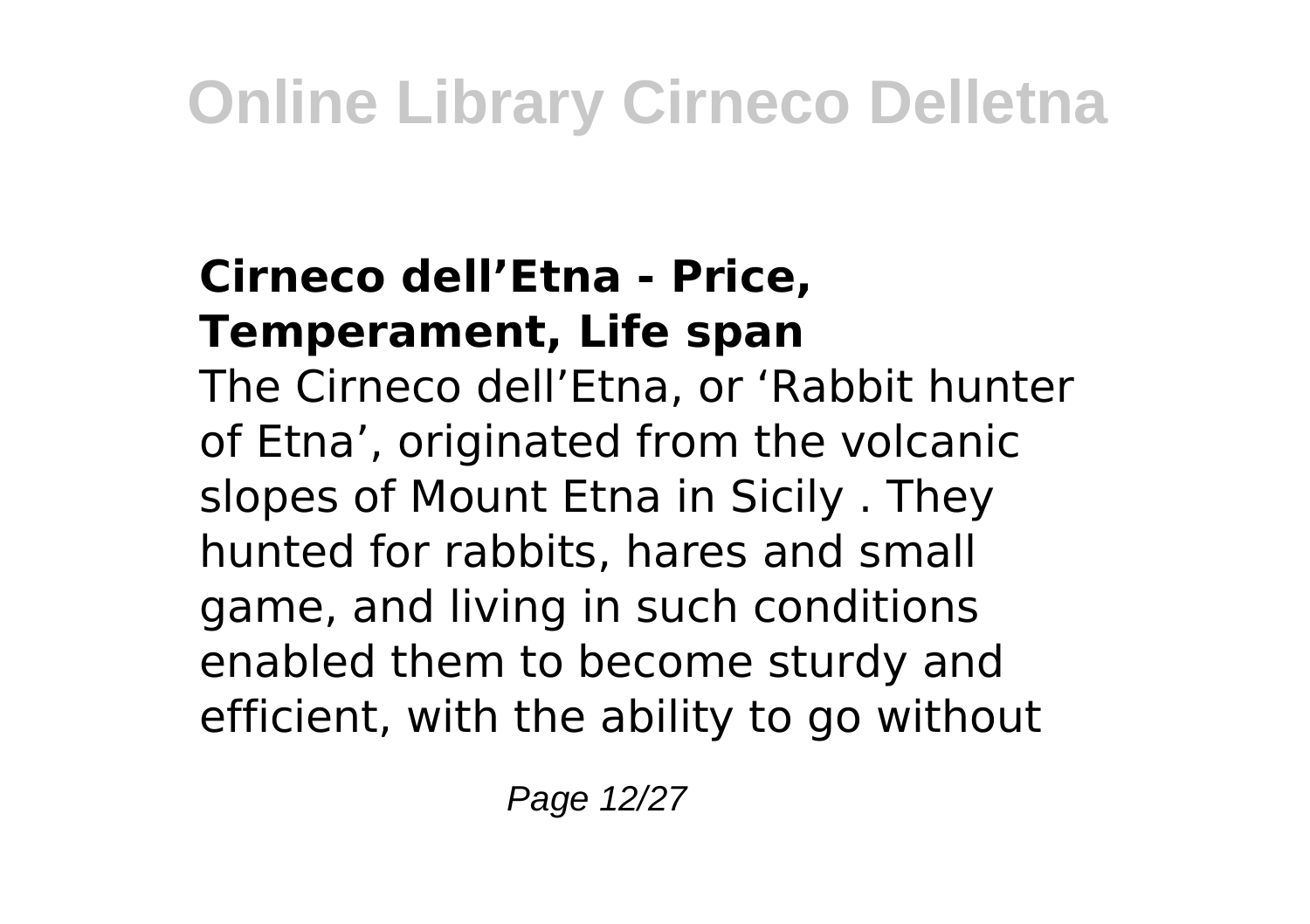### Cirneco dell’Etna - Price, Temperament, Life span

The Cirneco dell’Etna, or ‘Rabbit hunter of Etna’, originated from the volcanic slopes of Mount Etna in Sicily . They hunted for rabbits, hares and small game, and living in such conditions enabled them to become sturdy and efficient, with the ability to go without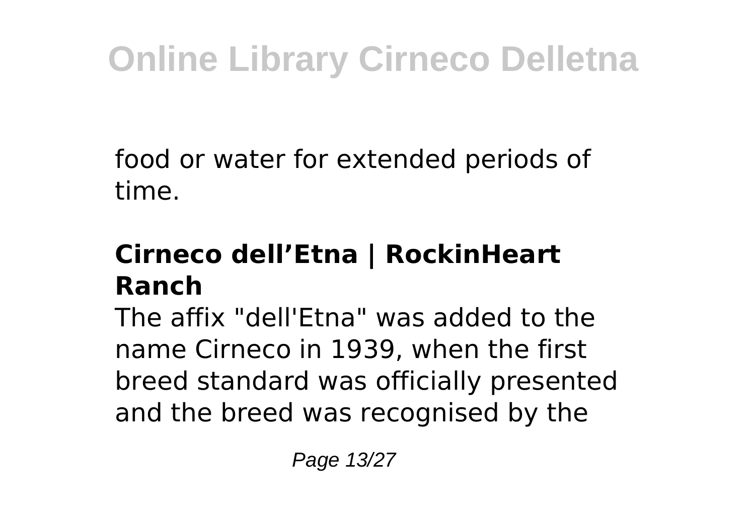food or water for extended periods of time.

## Cirneco dell’Etna | RockinHeart Ranch

The affix "dell'Etna" was added to the name Cirneco in 1939, when the first breed standard was officially presented and the breed was recognised by the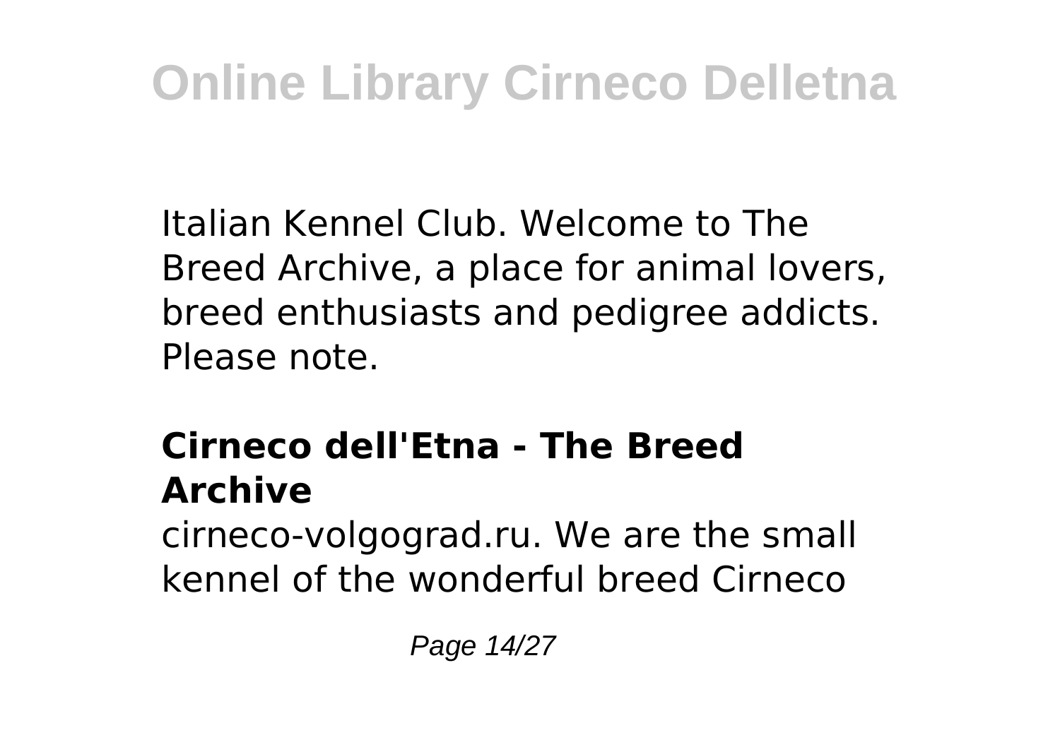Italian Kennel Club. Welcome to The Breed Archive, a place for animal lovers, breed enthusiasts and pedigree addicts. Please note.

## Cirneco dell'Etna - The Breed Archive

cirneco-volgograd.ru. We are the small kennel of the wonderful breed Cirneco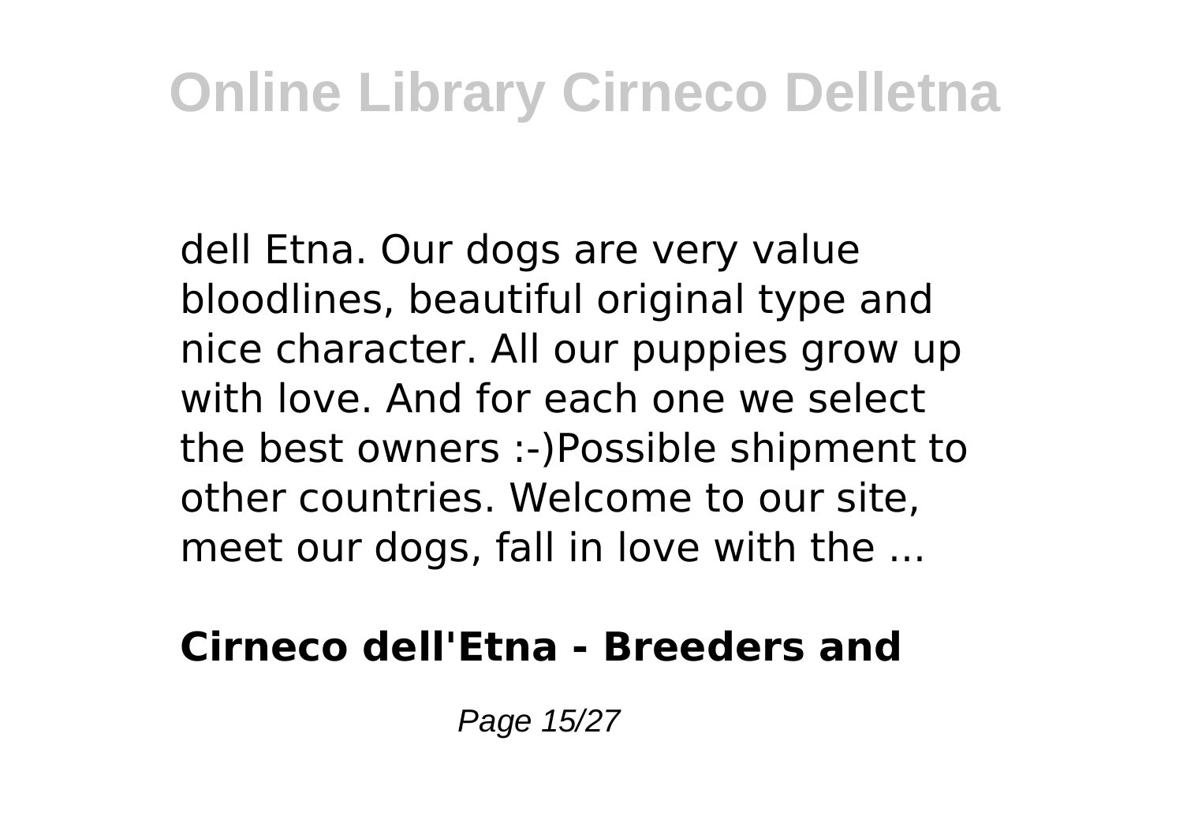dell Etna. Our dogs are very value bloodlines, beautiful original type and nice character. All our puppies grow up with love. And for each one we select the best owners :-)Possible shipment to other countries. Welcome to our site, meet our dogs, fall in love with the ...

**Cirneco dell'Etna - Breeders and**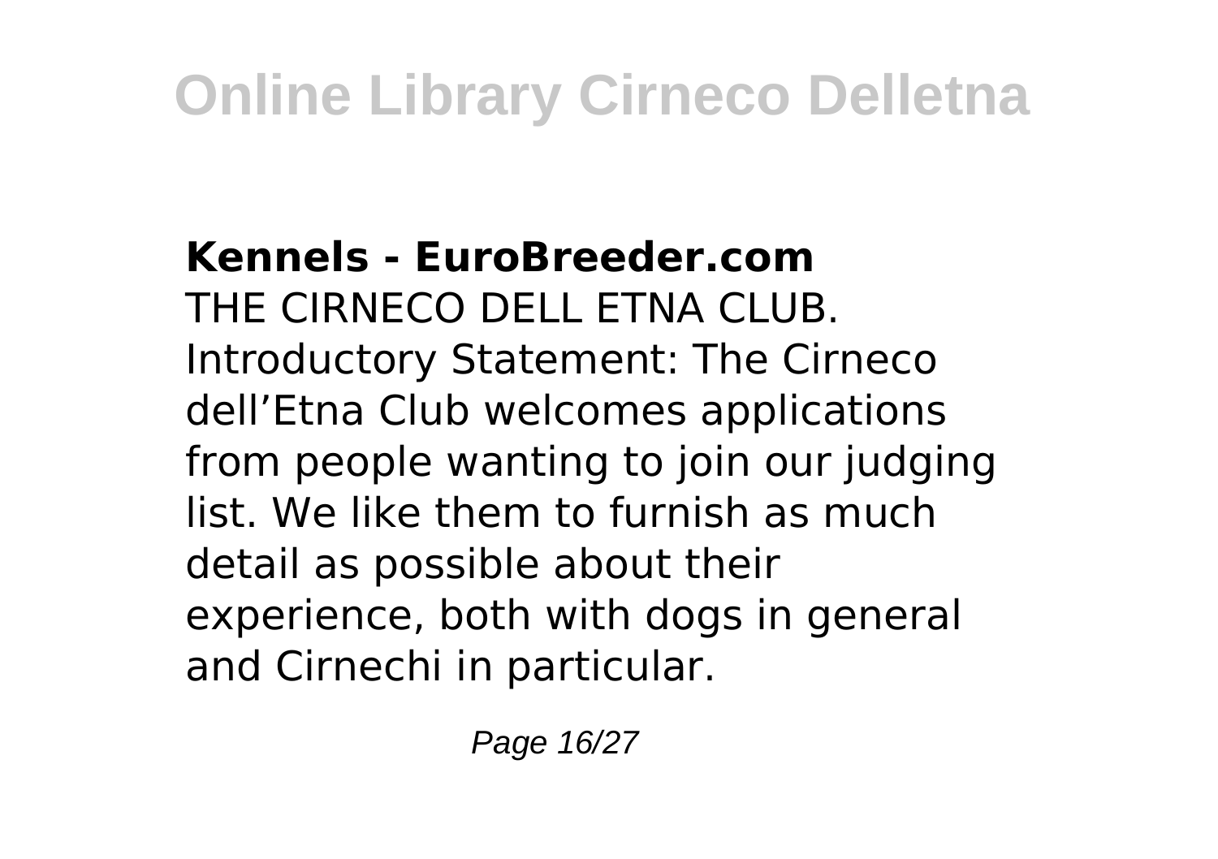**Kennels - EuroBreeder.com**

THE CIRNECO DELL ETNA CLUB. Introductory Statement: The Cirneco dell’Etna Club welcomes applications from people wanting to join our judging list. We like them to furnish as much detail as possible about their experience, both with dogs in general and Cirnechi in particular.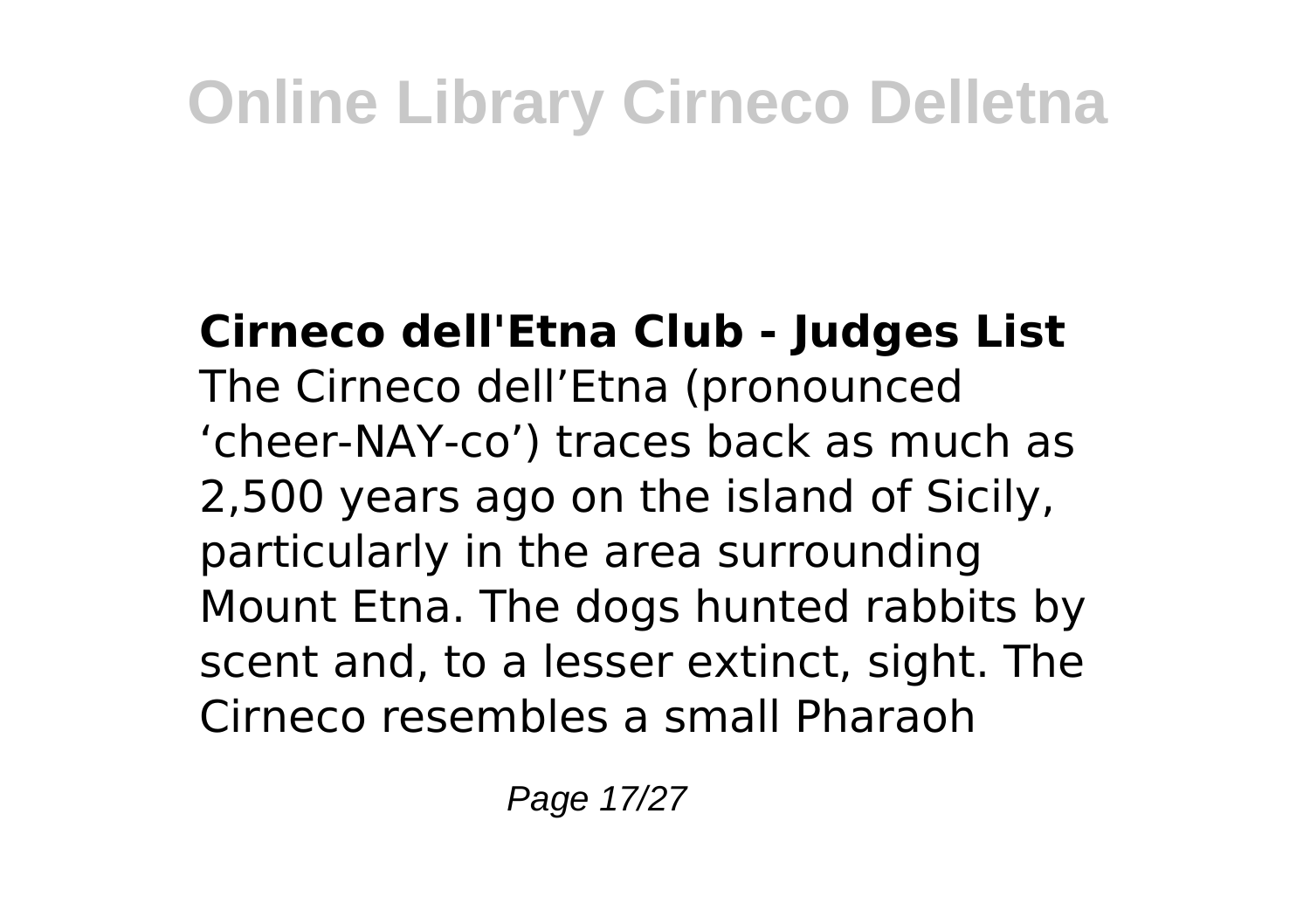**Cirneco dell'Etna Club - Judges List**

The Cirneco dell’Etna (pronounced ‘cheer-NAY-co’) traces back as much as 2,500 years ago on the island of Sicily, particularly in the area surrounding Mount Etna. The dogs hunted rabbits by scent and, to a lesser extinct, sight. The Cirneco resembles a small Pharaoh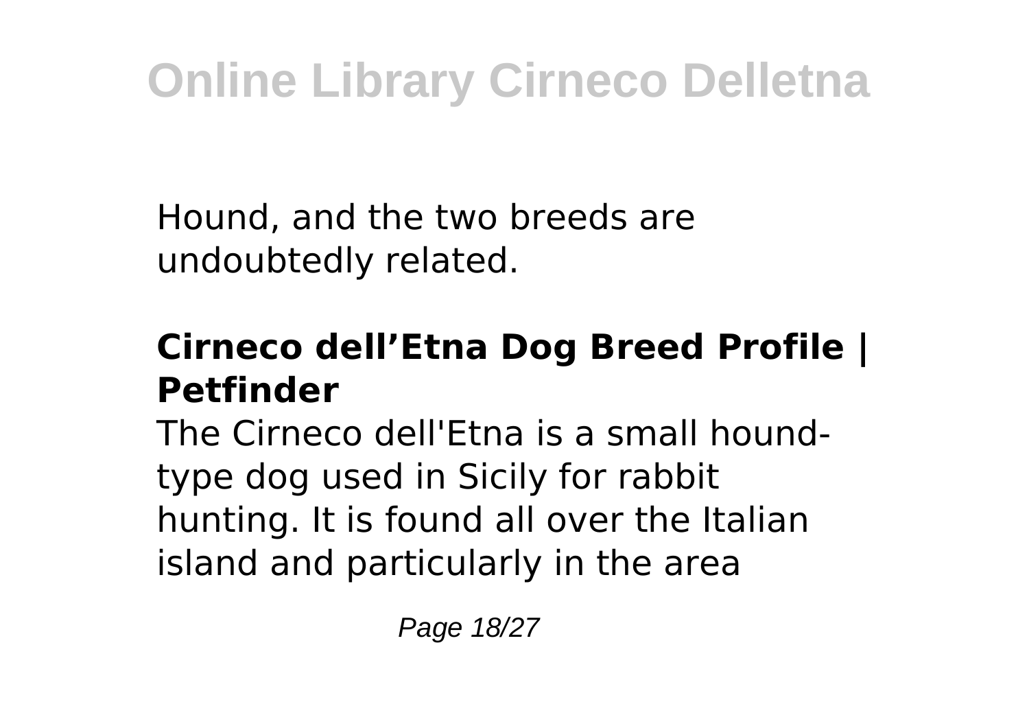Hound, and the two breeds are undoubtedly related.

### Cirneco dell’Etna Dog Breed Profile | Petfinder

The Cirneco dell'Etna is a small hound-type dog used in Sicily for rabbit hunting. It is found all over the Italian island and particularly in the area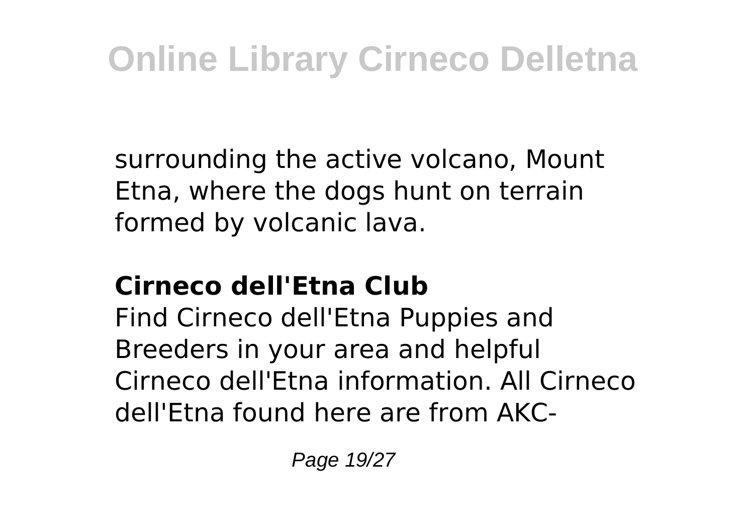surrounding the active volcano, Mount Etna, where the dogs hunt on terrain formed by volcanic lava.

**Cirneco dell'Etna Club**

Find Cirneco dell'Etna Puppies and Breeders in your area and helpful Cirneco dell'Etna information. All Cirneco dell'Etna found here are from AKC-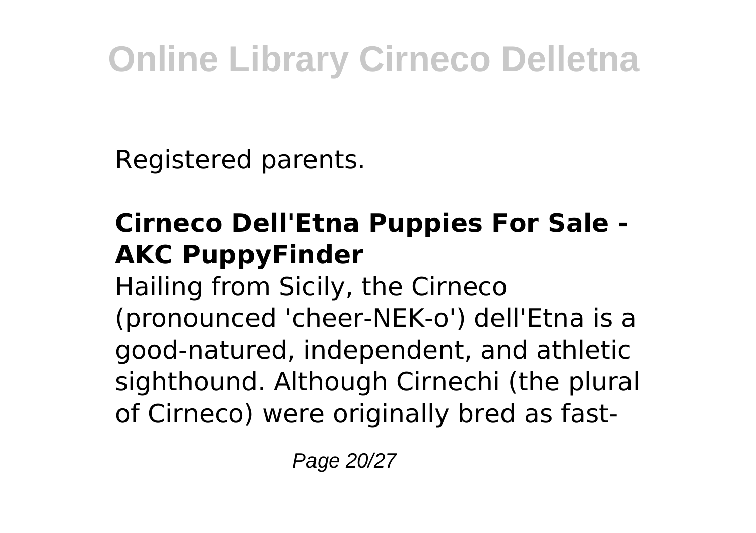Registered parents.

### Cirneco Dell'Etna Puppies For Sale - AKC PuppyFinder

Hailing from Sicily, the Cirneco (pronounced 'cheer-NEK-o') dell'Etna is a good-natured, independent, and athletic sighthound. Although Cirnechi (the plural of Cirneco) were originally bred as fast-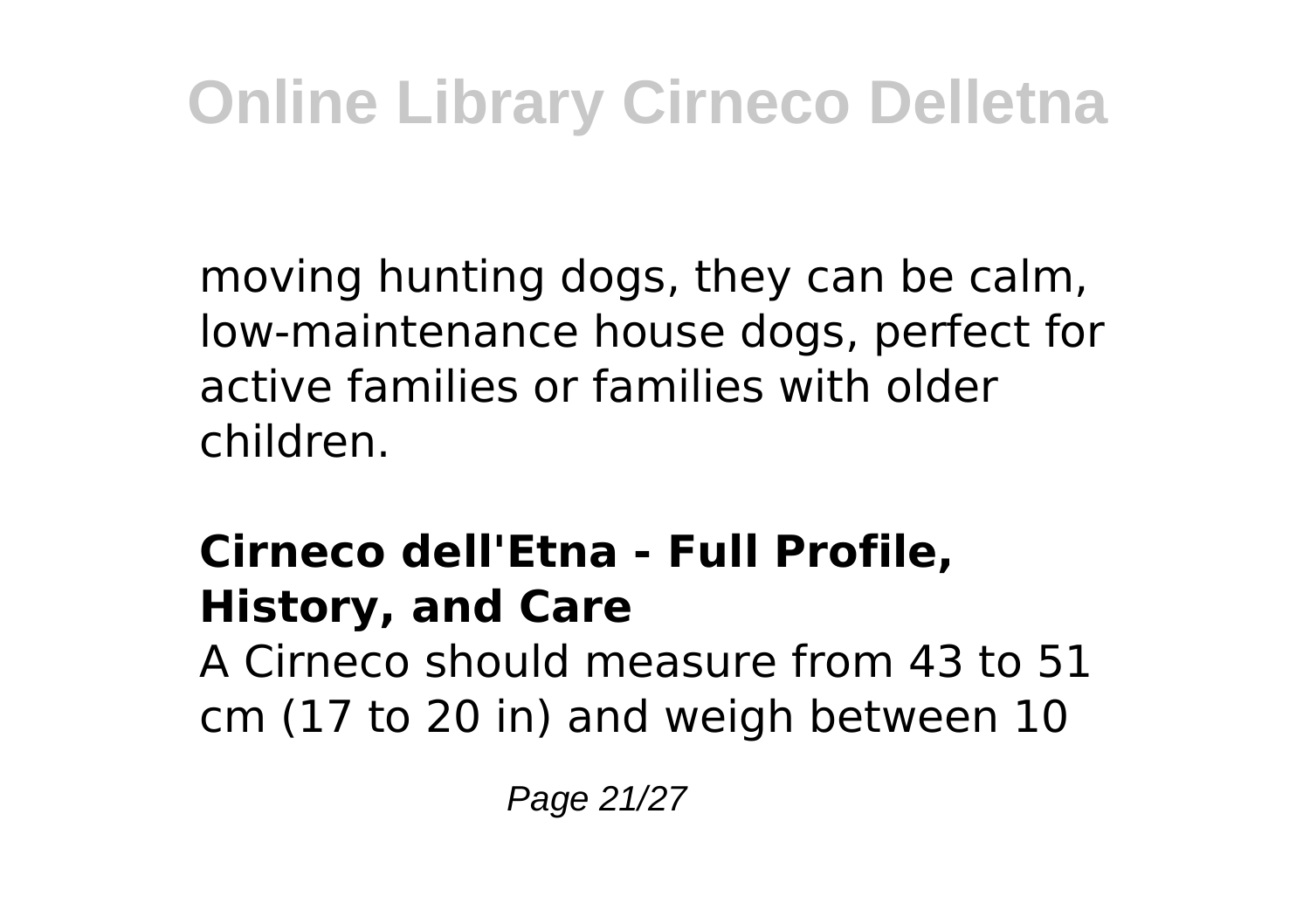moving hunting dogs, they can be calm, low-maintenance house dogs, perfect for active families or families with older children.

**Cirneco dell'Etna - Full Profile, History, and Care**

A Cirneco should measure from 43 to 51 cm (17 to 20 in) and weigh between 10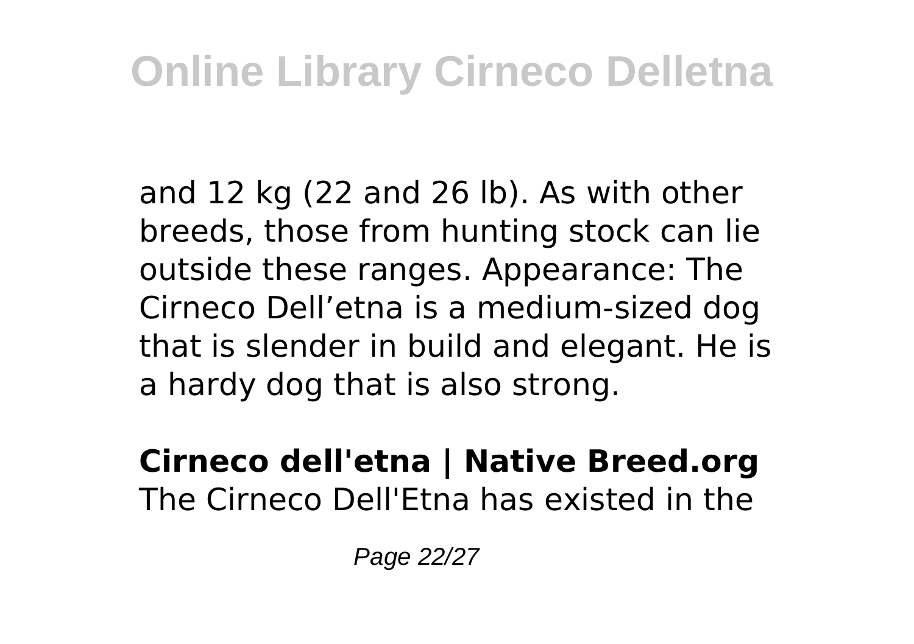and 12 kg (22 and 26 lb). As with other breeds, those from hunting stock can lie outside these ranges. Appearance: The Cirneco Dell’etna is a medium-sized dog that is slender in build and elegant. He is a hardy dog that is also strong.

**Cirneco dell'etna | Native Breed.org**
The Cirneco Dell'Etna has existed in the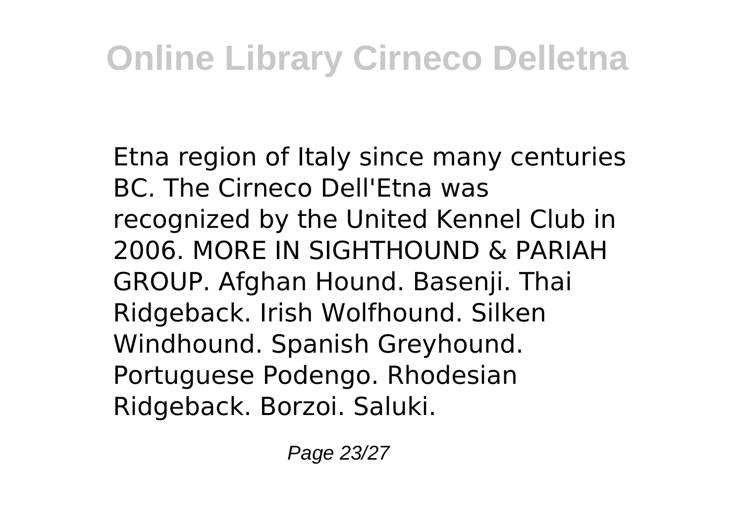Etna region of Italy since many centuries BC. The Cirneco Dell'Etna was recognized by the United Kennel Club in 2006. MORE IN SIGHTHOUND & PARIAH GROUP. Afghan Hound. Basenji. Thai Ridgeback. Irish Wolfhound. Silken Windhound. Spanish Greyhound. Portuguese Podengo. Rhodesian Ridgeback. Borzoi. Saluki.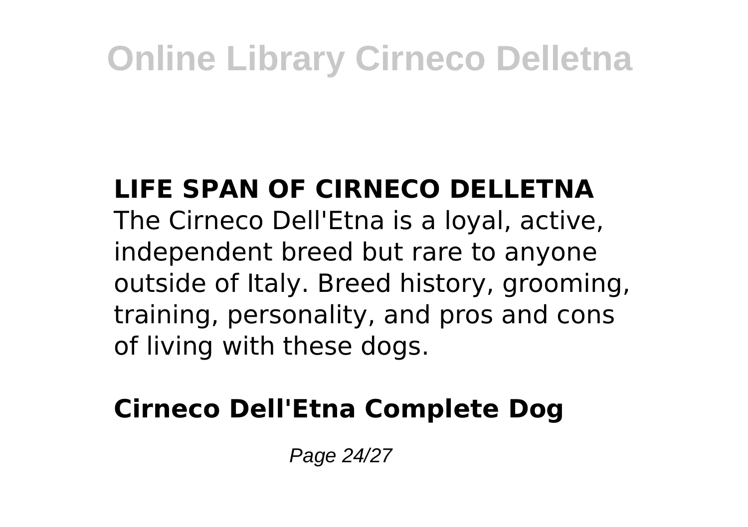## LIFE SPAN OF CIRNECO DELLETNA

The Cirneco Dell'Etna is a loyal, active, independent breed but rare to anyone outside of Italy. Breed history, grooming, training, personality, and pros and cons of living with these dogs.

## Cirneco Dell'Etna Complete Dog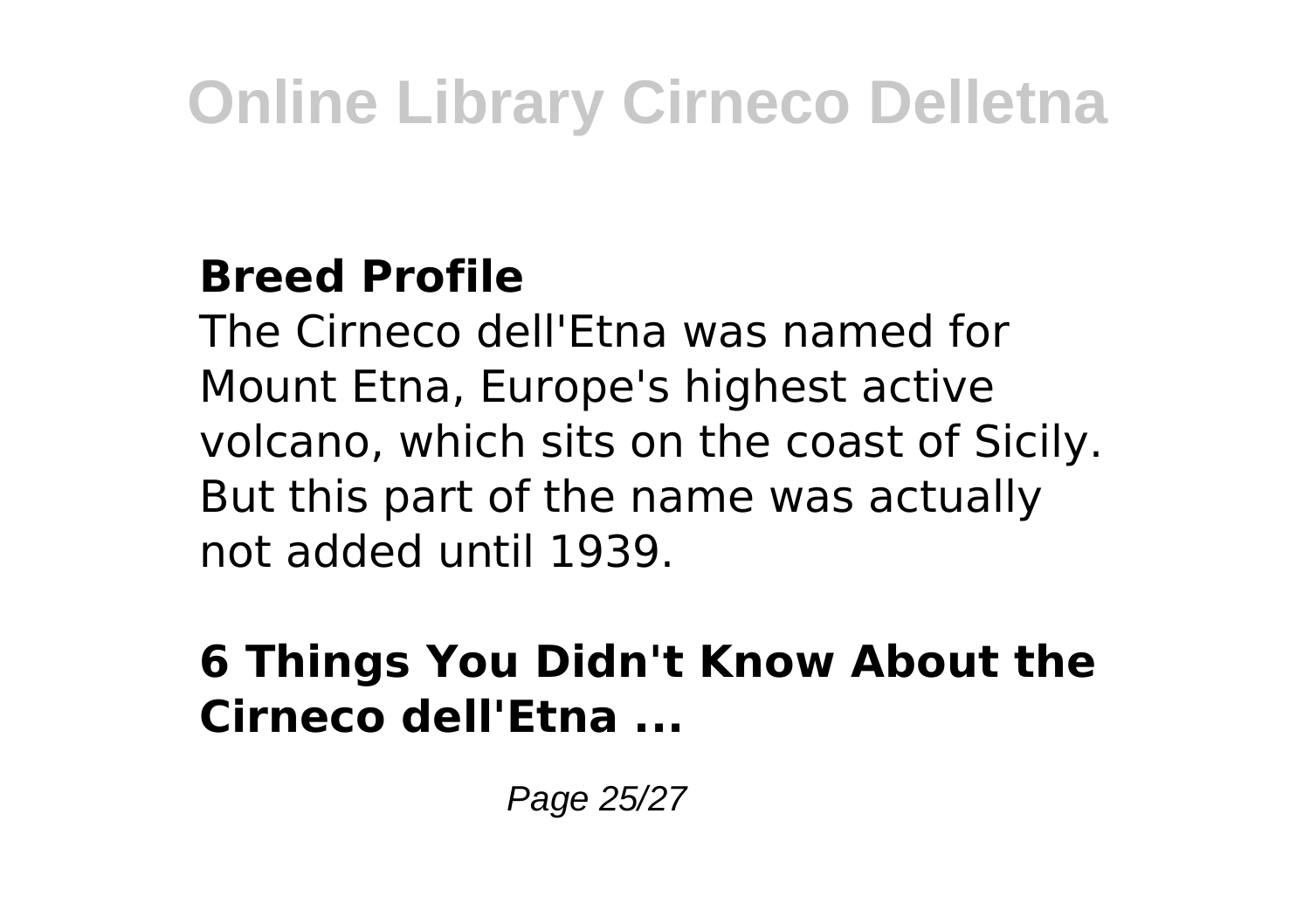**Breed Profile**

The Cirneco dell'Etna was named for Mount Etna, Europe's highest active volcano, which sits on the coast of Sicily. But this part of the name was actually not added until 1939.

**6 Things You Didn't Know About the Cirneco dell'Etna ...**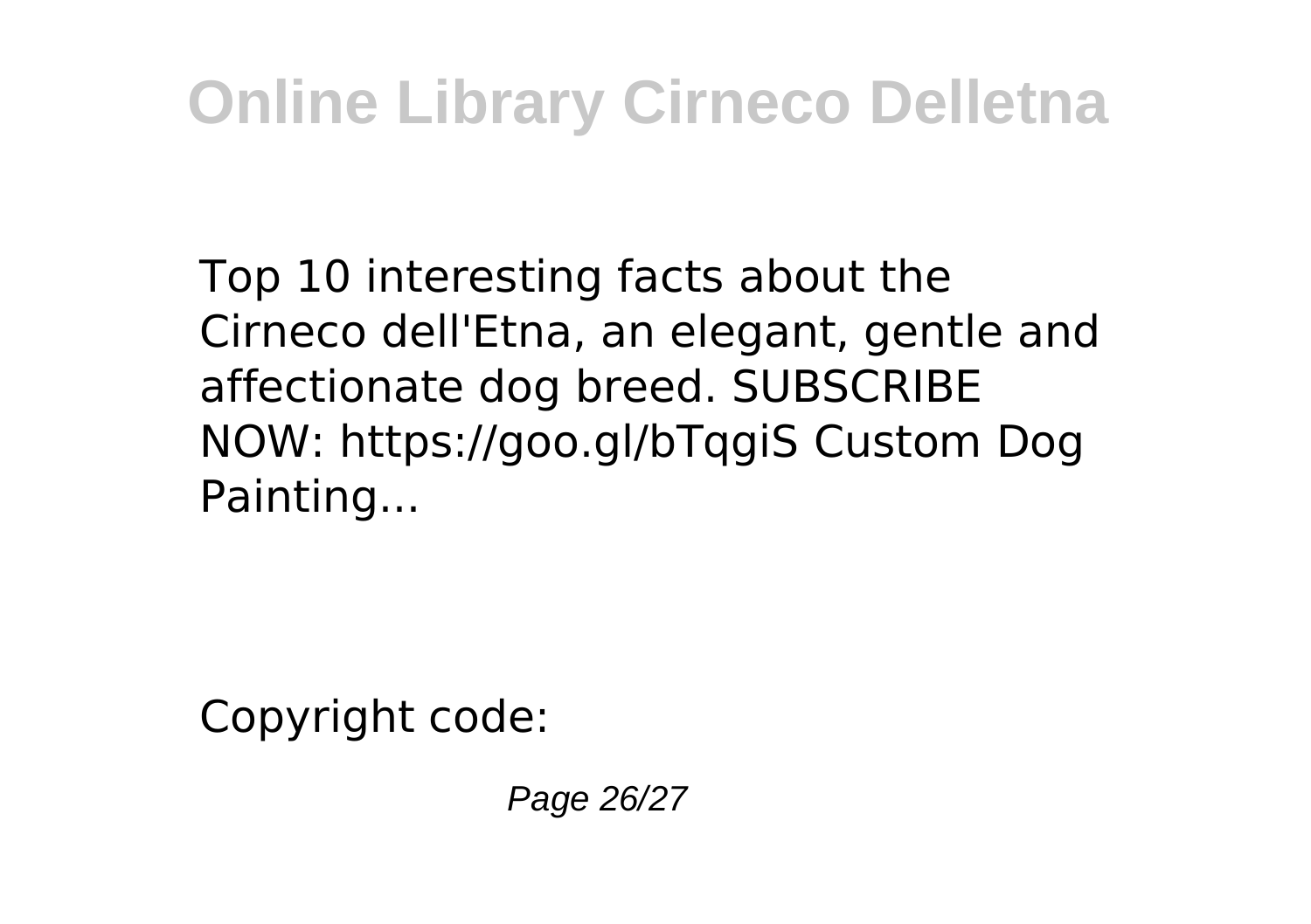Top 10 interesting facts about the Cirneco dell'Etna, an elegant, gentle and affectionate dog breed. SUBSCRIBE NOW: https://goo.gl/bTqgiS Custom Dog Painting...

Copyright code: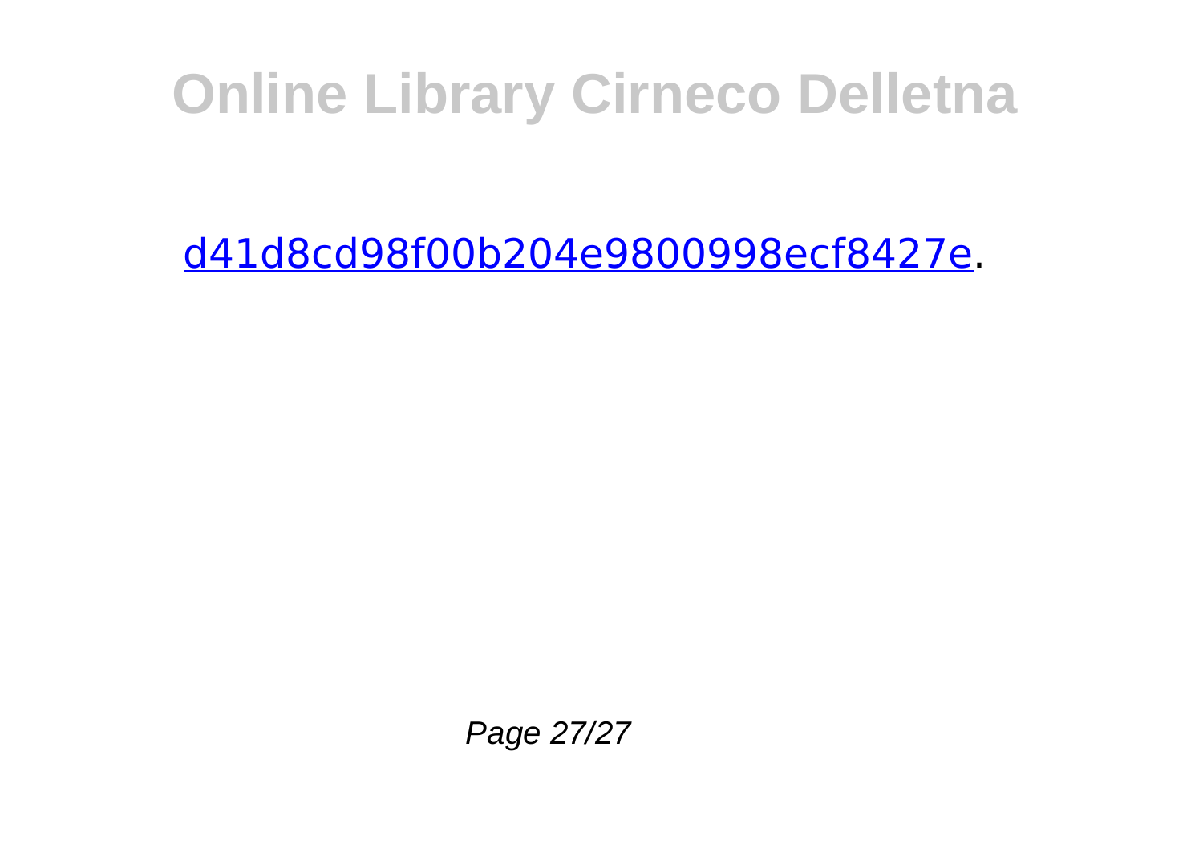[d41d8cd98f00b204e9800998ecf8427e](d41d8cd98f00b204e9800998ecf8427e).